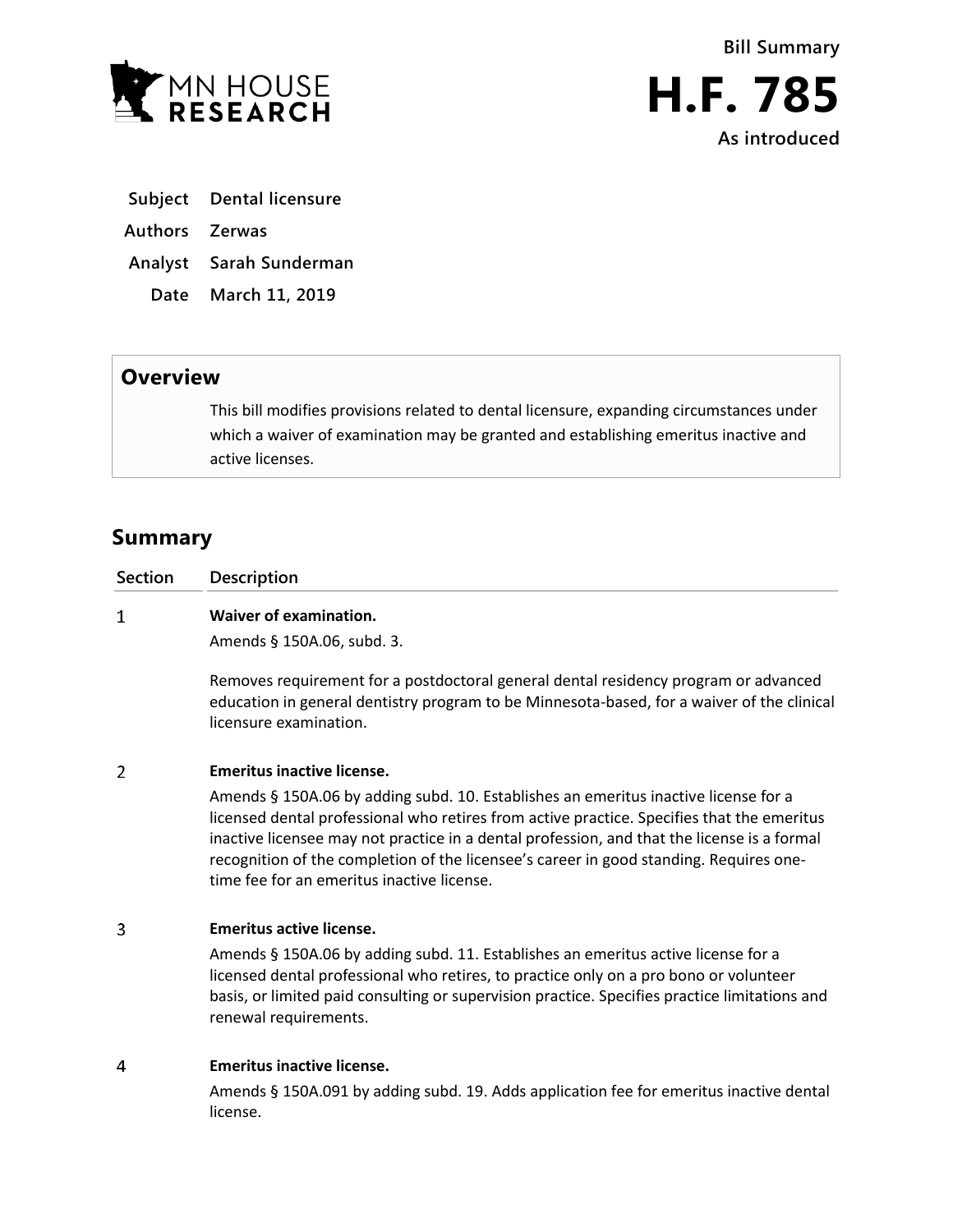MN HOUSE RESEARCH

Bill Summary

# H.F. 785

As introduced

**Subject** Dental licensure

**Authors** Zerwas

**Analyst** Sarah Sunderman

**Date** March 11, 2019

## Overview

This bill modifies provisions related to dental licensure, expanding circumstances under which a waiver of examination may be granted and establishing emeritus inactive and active licenses.

## Summary

| Section | Description |
|---|---|
| 1 | **Waiver of examination.**<br>Amends § 150A.06, subd. 3.<br><br>Removes requirement for a postdoctoral general dental residency program or advanced education in general dentistry program to be Minnesota-based, for a waiver of the clinical licensure examination. |
| 2 | **Emeritus inactive license.**<br>Amends § 150A.06 by adding subd. 10. Establishes an emeritus inactive license for a licensed dental professional who retires from active practice. Specifies that the emeritus inactive licensee may not practice in a dental profession, and that the license is a formal recognition of the completion of the licensee's career in good standing. Requires one-time fee for an emeritus inactive license. |
| 3 | **Emeritus active license.**<br>Amends § 150A.06 by adding subd. 11. Establishes an emeritus active license for a licensed dental professional who retires, to practice only on a pro bono or volunteer basis, or limited paid consulting or supervision practice. Specifies practice limitations and renewal requirements. |
| 4 | **Emeritus inactive license.**<br>Amends § 150A.091 by adding subd. 19. Adds application fee for emeritus inactive dental license. |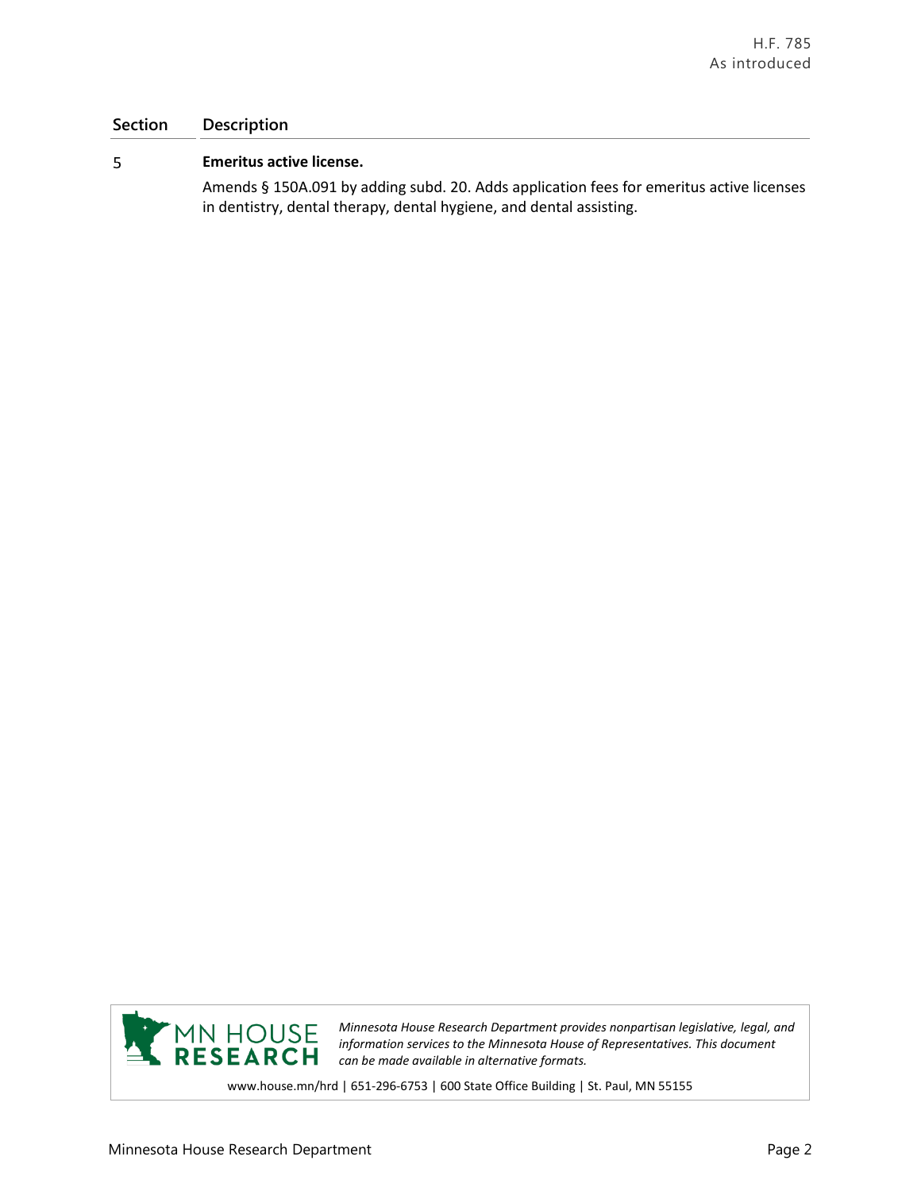| Section | Description |
|---|---|
| 5 | **Emeritus active license.**<br>Amends § 150A.091 by adding subd. 20. Adds application fees for emeritus active licenses in dentistry, dental therapy, dental hygiene, and dental assisting. |

*Minnesota House Research Department provides nonpartisan legislative, legal, and information services to the Minnesota House of Representatives. This document can be made available in alternative formats.*

www.house.mn/hrd | 651-296-6753 | 600 State Office Building | St. Paul, MN 55155